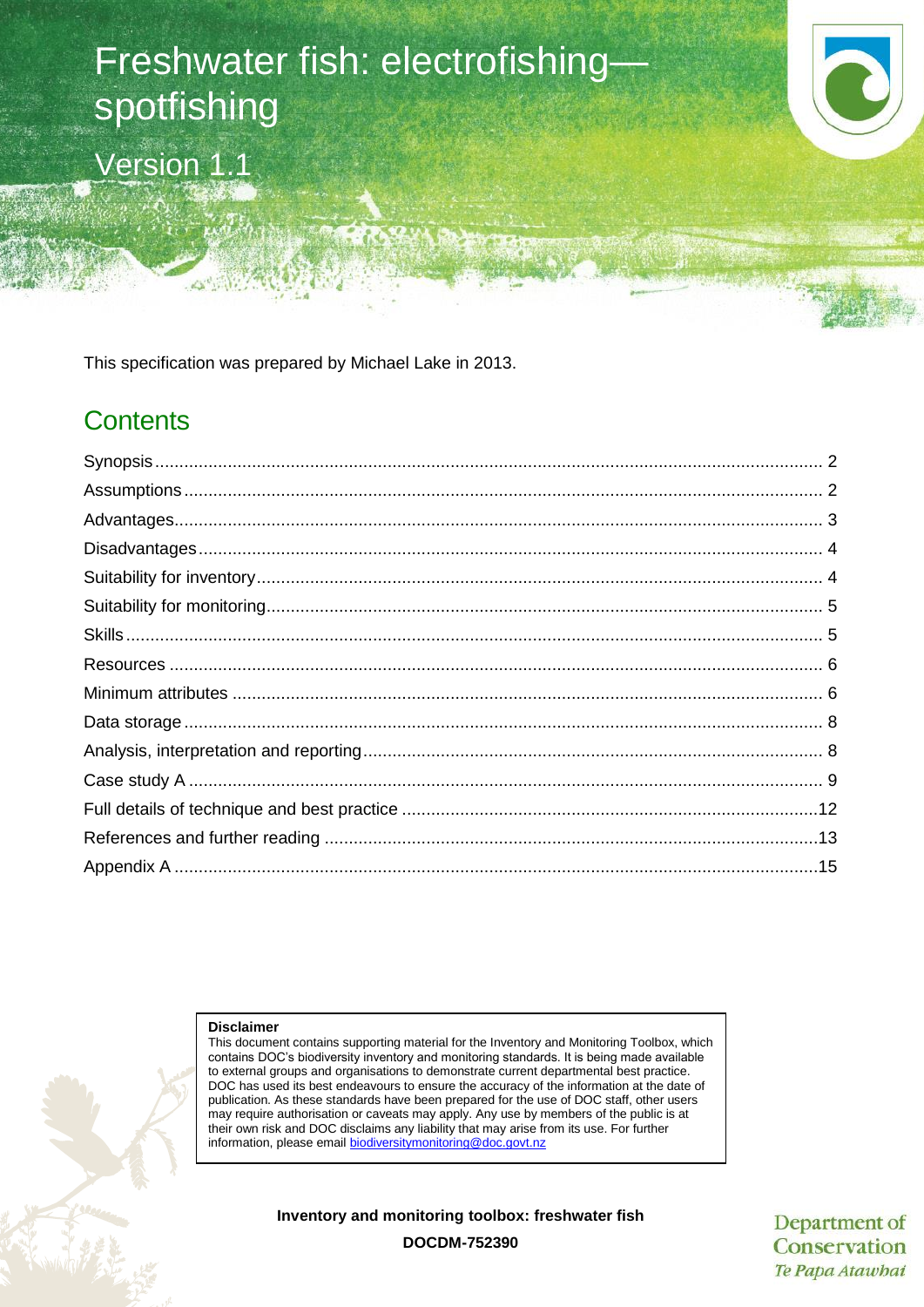# Freshwater fish: electrofishing—spotfishing

Version 1.1

This specification was prepared by Michael Lake in 2013.

## Contents

Synopsis .......... 2
Assumptions .......... 2
Advantages .......... 3
Disadvantages .......... 4
Suitability for inventory .......... 4
Suitability for monitoring .......... 5
Skills .......... 5
Resources .......... 6
Minimum attributes .......... 6
Data storage .......... 8
Analysis, interpretation and reporting .......... 8
Case study A .......... 9
Full details of technique and best practice .......... 12
References and further reading .......... 13
Appendix A .......... 15

**Disclaimer**

This document contains supporting material for the Inventory and Monitoring Toolbox, which contains DOC's biodiversity inventory and monitoring standards. It is being made available to external groups and organisations to demonstrate current departmental best practice. DOC has used its best endeavours to ensure the accuracy of the information at the date of publication. As these standards have been prepared for the use of DOC staff, other users may require authorisation or caveats may apply. Any use by members of the public is at their own risk and DOC disclaims any liability that may arise from its use. For further information, please email biodiversitymonitoring@doc.govt.nz

**Inventory and monitoring toolbox: freshwater fish**

**DOCDM-752390**

Department of Conservation
*Te Papa Atawhai*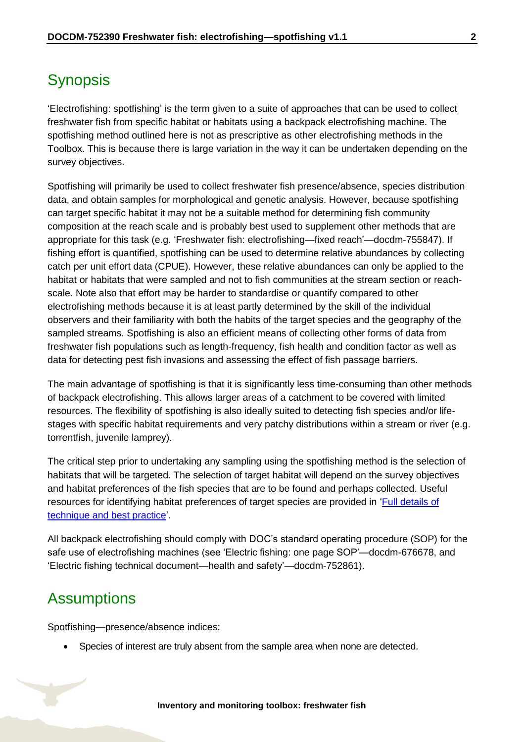## Synopsis

'Electrofishing: spotfishing' is the term given to a suite of approaches that can be used to collect freshwater fish from specific habitat or habitats using a backpack electrofishing machine. The spotfishing method outlined here is not as prescriptive as other electrofishing methods in the Toolbox. This is because there is large variation in the way it can be undertaken depending on the survey objectives.

Spotfishing will primarily be used to collect freshwater fish presence/absence, species distribution data, and obtain samples for morphological and genetic analysis. However, because spotfishing can target specific habitat it may not be a suitable method for determining fish community composition at the reach scale and is probably best used to supplement other methods that are appropriate for this task (e.g. 'Freshwater fish: electrofishing—fixed reach'—docdm-755847). If fishing effort is quantified, spotfishing can be used to determine relative abundances by collecting catch per unit effort data (CPUE). However, these relative abundances can only be applied to the habitat or habitats that were sampled and not to fish communities at the stream section or reach-scale. Note also that effort may be harder to standardise or quantify compared to other electrofishing methods because it is at least partly determined by the skill of the individual observers and their familiarity with both the habits of the target species and the geography of the sampled streams. Spotfishing is also an efficient means of collecting other forms of data from freshwater fish populations such as length-frequency, fish health and condition factor as well as data for detecting pest fish invasions and assessing the effect of fish passage barriers.

The main advantage of spotfishing is that it is significantly less time-consuming than other methods of backpack electrofishing. This allows larger areas of a catchment to be covered with limited resources. The flexibility of spotfishing is also ideally suited to detecting fish species and/or life-stages with specific habitat requirements and very patchy distributions within a stream or river (e.g. torrentfish, juvenile lamprey).

The critical step prior to undertaking any sampling using the spotfishing method is the selection of habitats that will be targeted. The selection of target habitat will depend on the survey objectives and habitat preferences of the fish species that are to be found and perhaps collected. Useful resources for identifying habitat preferences of target species are provided in 'Full details of technique and best practice'.

All backpack electrofishing should comply with DOC's standard operating procedure (SOP) for the safe use of electrofishing machines (see 'Electric fishing: one page SOP'—docdm-676678, and 'Electric fishing technical document—health and safety'—docdm-752861).

## Assumptions

Spotfishing—presence/absence indices:

- Species of interest are truly absent from the sample area when none are detected.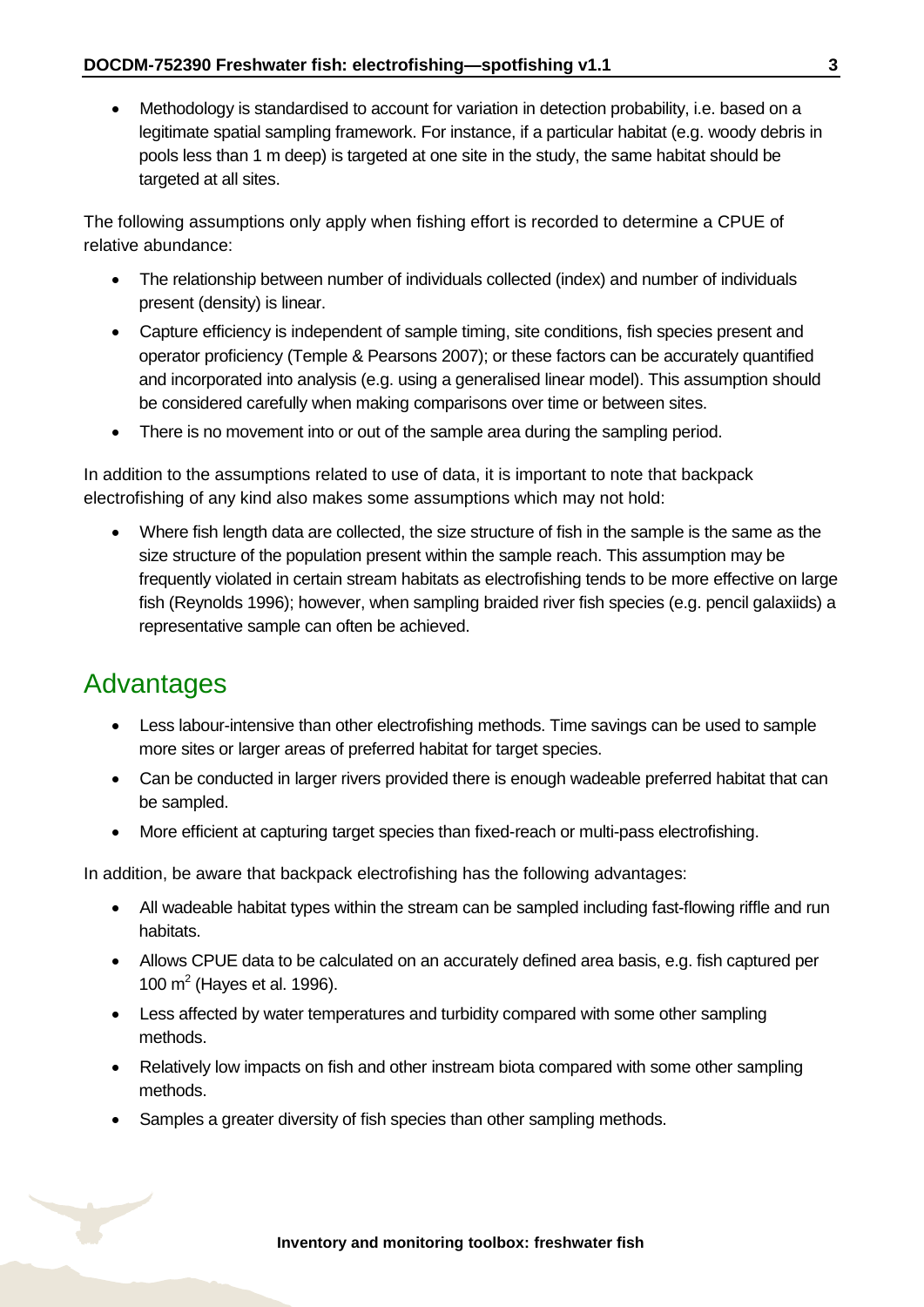- Methodology is standardised to account for variation in detection probability, i.e. based on a legitimate spatial sampling framework. For instance, if a particular habitat (e.g. woody debris in pools less than 1 m deep) is targeted at one site in the study, the same habitat should be targeted at all sites.

The following assumptions only apply when fishing effort is recorded to determine a CPUE of relative abundance:

- The relationship between number of individuals collected (index) and number of individuals present (density) is linear.
- Capture efficiency is independent of sample timing, site conditions, fish species present and operator proficiency (Temple & Pearsons 2007); or these factors can be accurately quantified and incorporated into analysis (e.g. using a generalised linear model). This assumption should be considered carefully when making comparisons over time or between sites.
- There is no movement into or out of the sample area during the sampling period.

In addition to the assumptions related to use of data, it is important to note that backpack electrofishing of any kind also makes some assumptions which may not hold:

- Where fish length data are collected, the size structure of fish in the sample is the same as the size structure of the population present within the sample reach. This assumption may be frequently violated in certain stream habitats as electrofishing tends to be more effective on large fish (Reynolds 1996); however, when sampling braided river fish species (e.g. pencil galaxiids) a representative sample can often be achieved.

## Advantages

- Less labour-intensive than other electrofishing methods. Time savings can be used to sample more sites or larger areas of preferred habitat for target species.
- Can be conducted in larger rivers provided there is enough wadeable preferred habitat that can be sampled.
- More efficient at capturing target species than fixed-reach or multi-pass electrofishing.

In addition, be aware that backpack electrofishing has the following advantages:

- All wadeable habitat types within the stream can be sampled including fast-flowing riffle and run habitats.
- Allows CPUE data to be calculated on an accurately defined area basis, e.g. fish captured per 100 $m^2$ (Hayes et al. 1996).
- Less affected by water temperatures and turbidity compared with some other sampling methods.
- Relatively low impacts on fish and other instream biota compared with some other sampling methods.
- Samples a greater diversity of fish species than other sampling methods.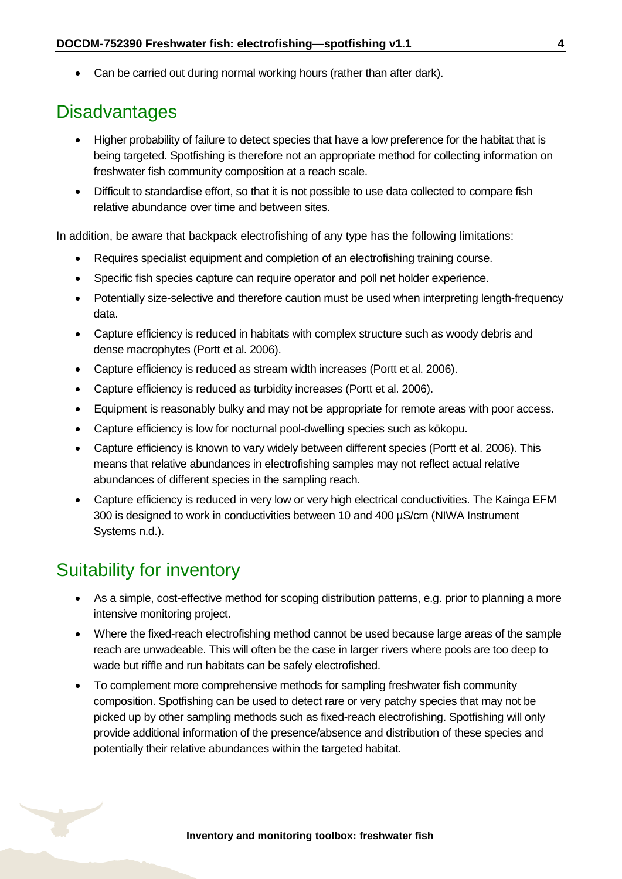- Can be carried out during normal working hours (rather than after dark).

## Disadvantages

- Higher probability of failure to detect species that have a low preference for the habitat that is being targeted. Spotfishing is therefore not an appropriate method for collecting information on freshwater fish community composition at a reach scale.
- Difficult to standardise effort, so that it is not possible to use data collected to compare fish relative abundance over time and between sites.

In addition, be aware that backpack electrofishing of any type has the following limitations:

- Requires specialist equipment and completion of an electrofishing training course.
- Specific fish species capture can require operator and poll net holder experience.
- Potentially size-selective and therefore caution must be used when interpreting length-frequency data.
- Capture efficiency is reduced in habitats with complex structure such as woody debris and dense macrophytes (Portt et al. 2006).
- Capture efficiency is reduced as stream width increases (Portt et al. 2006).
- Capture efficiency is reduced as turbidity increases (Portt et al. 2006).
- Equipment is reasonably bulky and may not be appropriate for remote areas with poor access.
- Capture efficiency is low for nocturnal pool-dwelling species such as kōkopu.
- Capture efficiency is known to vary widely between different species (Portt et al. 2006). This means that relative abundances in electrofishing samples may not reflect actual relative abundances of different species in the sampling reach.
- Capture efficiency is reduced in very low or very high electrical conductivities. The Kainga EFM 300 is designed to work in conductivities between 10 and 400 µS/cm (NIWA Instrument Systems n.d.).

## Suitability for inventory

- As a simple, cost-effective method for scoping distribution patterns, e.g. prior to planning a more intensive monitoring project.
- Where the fixed-reach electrofishing method cannot be used because large areas of the sample reach are unwadeable. This will often be the case in larger rivers where pools are too deep to wade but riffle and run habitats can be safely electrofished.
- To complement more comprehensive methods for sampling freshwater fish community composition. Spotfishing can be used to detect rare or very patchy species that may not be picked up by other sampling methods such as fixed-reach electrofishing. Spotfishing will only provide additional information of the presence/absence and distribution of these species and potentially their relative abundances within the targeted habitat.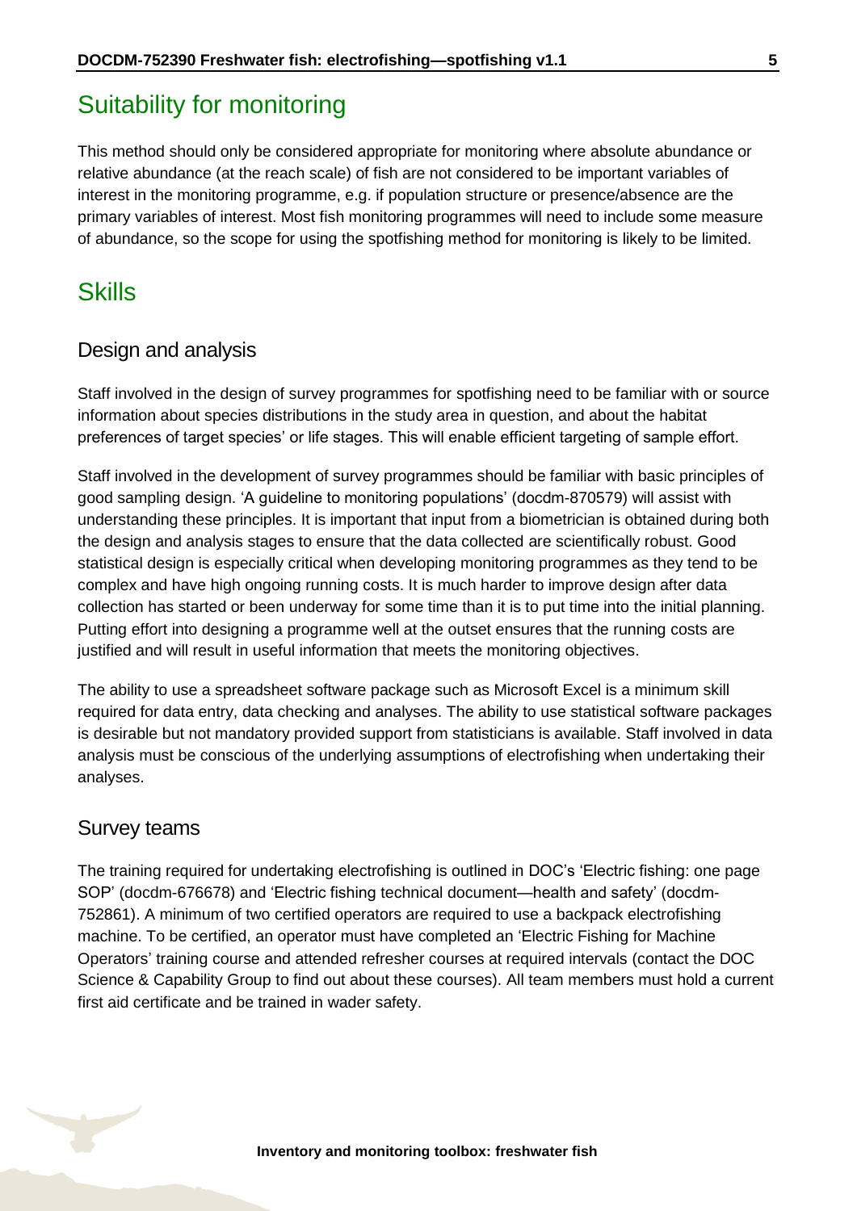## Suitability for monitoring

This method should only be considered appropriate for monitoring where absolute abundance or relative abundance (at the reach scale) of fish are not considered to be important variables of interest in the monitoring programme, e.g. if population structure or presence/absence are the primary variables of interest. Most fish monitoring programmes will need to include some measure of abundance, so the scope for using the spotfishing method for monitoring is likely to be limited.

## Skills

### Design and analysis

Staff involved in the design of survey programmes for spotfishing need to be familiar with or source information about species distributions in the study area in question, and about the habitat preferences of target species' or life stages. This will enable efficient targeting of sample effort.

Staff involved in the development of survey programmes should be familiar with basic principles of good sampling design. 'A guideline to monitoring populations' (docdm-870579) will assist with understanding these principles. It is important that input from a biometrician is obtained during both the design and analysis stages to ensure that the data collected are scientifically robust. Good statistical design is especially critical when developing monitoring programmes as they tend to be complex and have high ongoing running costs. It is much harder to improve design after data collection has started or been underway for some time than it is to put time into the initial planning. Putting effort into designing a programme well at the outset ensures that the running costs are justified and will result in useful information that meets the monitoring objectives.

The ability to use a spreadsheet software package such as Microsoft Excel is a minimum skill required for data entry, data checking and analyses. The ability to use statistical software packages is desirable but not mandatory provided support from statisticians is available. Staff involved in data analysis must be conscious of the underlying assumptions of electrofishing when undertaking their analyses.

### Survey teams

The training required for undertaking electrofishing is outlined in DOC's 'Electric fishing: one page SOP' (docdm-676678) and 'Electric fishing technical document—health and safety' (docdm-752861). A minimum of two certified operators are required to use a backpack electrofishing machine. To be certified, an operator must have completed an 'Electric Fishing for Machine Operators' training course and attended refresher courses at required intervals (contact the DOC Science & Capability Group to find out about these courses). All team members must hold a current first aid certificate and be trained in wader safety.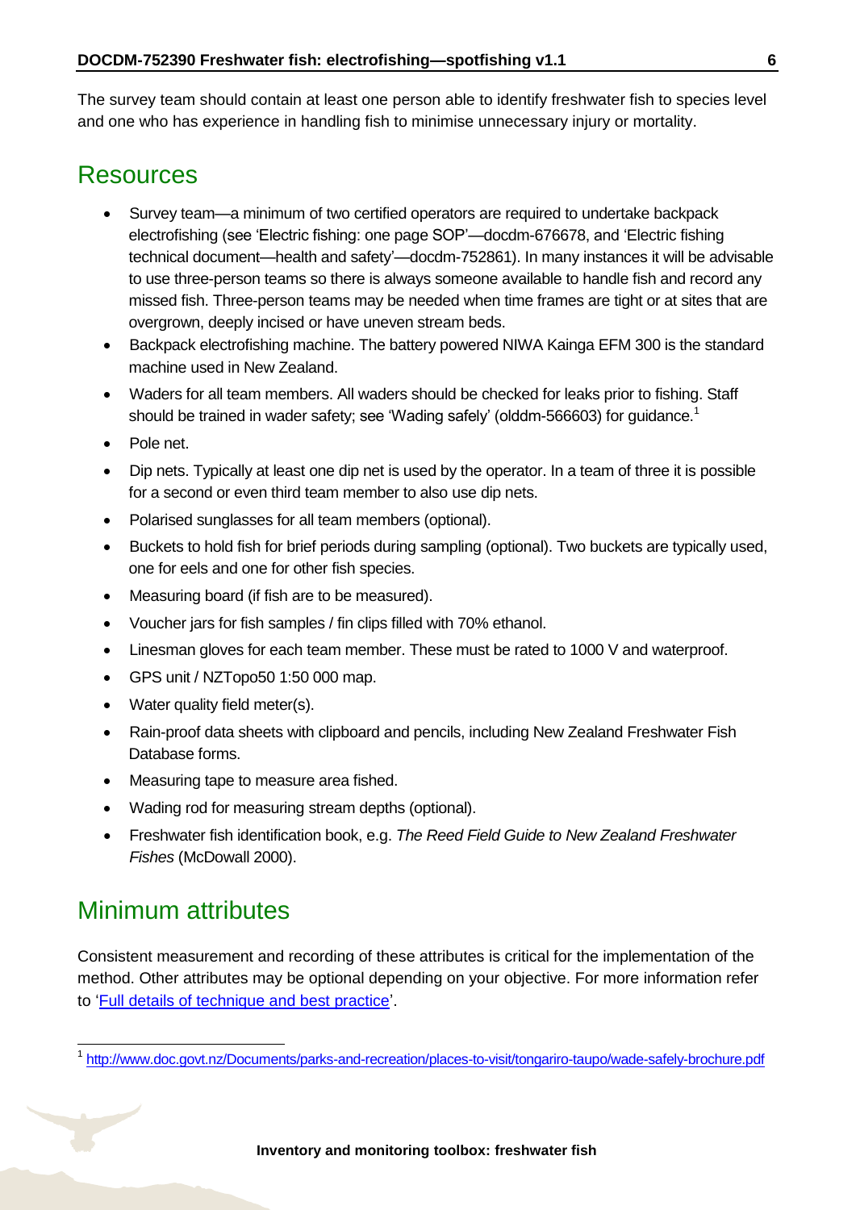The survey team should contain at least one person able to identify freshwater fish to species level and one who has experience in handling fish to minimise unnecessary injury or mortality.

## Resources

- Survey team—a minimum of two certified operators are required to undertake backpack electrofishing (see 'Electric fishing: one page SOP'—docdm-676678, and 'Electric fishing technical document—health and safety'—docdm-752861). In many instances it will be advisable to use three-person teams so there is always someone available to handle fish and record any missed fish. Three-person teams may be needed when time frames are tight or at sites that are overgrown, deeply incised or have uneven stream beds.
- Backpack electrofishing machine. The battery powered NIWA Kainga EFM 300 is the standard machine used in New Zealand.
- Waders for all team members. All waders should be checked for leaks prior to fishing. Staff should be trained in wader safety; see 'Wading safely' (olddm-566603) for guidance.[1]
- Pole net.
- Dip nets. Typically at least one dip net is used by the operator. In a team of three it is possible for a second or even third team member to also use dip nets.
- Polarised sunglasses for all team members (optional).
- Buckets to hold fish for brief periods during sampling (optional). Two buckets are typically used, one for eels and one for other fish species.
- Measuring board (if fish are to be measured).
- Voucher jars for fish samples / fin clips filled with 70% ethanol.
- Linesman gloves for each team member. These must be rated to 1000 V and waterproof.
- GPS unit / NZTopo50 1:50 000 map.
- Water quality field meter(s).
- Rain-proof data sheets with clipboard and pencils, including New Zealand Freshwater Fish Database forms.
- Measuring tape to measure area fished.
- Wading rod for measuring stream depths (optional).
- Freshwater fish identification book, e.g. *The Reed Field Guide to New Zealand Freshwater Fishes* (McDowall 2000).

## Minimum attributes

Consistent measurement and recording of these attributes is critical for the implementation of the method. Other attributes may be optional depending on your objective. For more information refer to 'Full details of technique and best practice'.

[1] http://www.doc.govt.nz/Documents/parks-and-recreation/places-to-visit/tongariro-taupo/wade-safely-brochure.pdf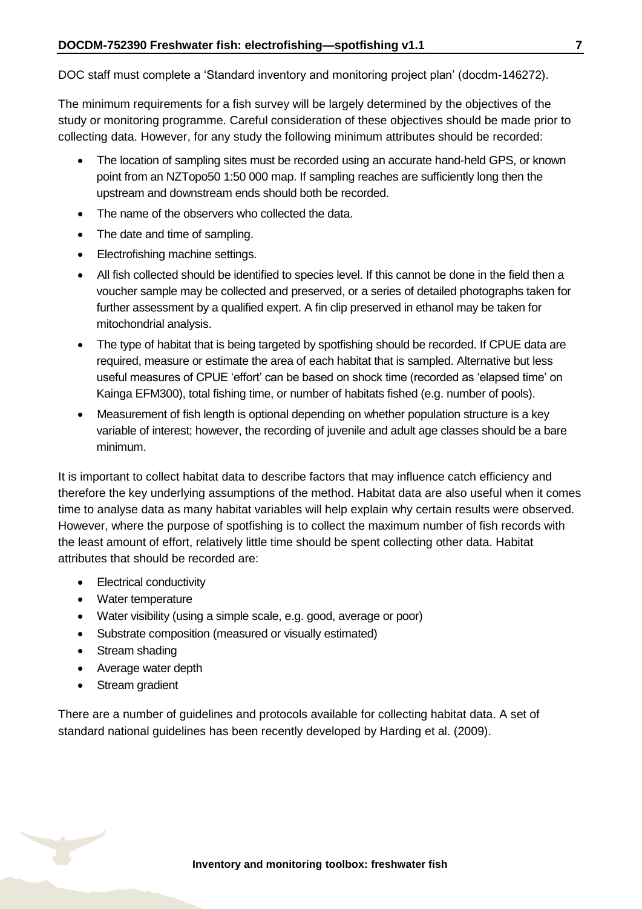DOC staff must complete a 'Standard inventory and monitoring project plan' (docdm-146272).

The minimum requirements for a fish survey will be largely determined by the objectives of the study or monitoring programme. Careful consideration of these objectives should be made prior to collecting data. However, for any study the following minimum attributes should be recorded:

- The location of sampling sites must be recorded using an accurate hand-held GPS, or known point from an NZTopo50 1:50 000 map. If sampling reaches are sufficiently long then the upstream and downstream ends should both be recorded.
- The name of the observers who collected the data.
- The date and time of sampling.
- Electrofishing machine settings.
- All fish collected should be identified to species level. If this cannot be done in the field then a voucher sample may be collected and preserved, or a series of detailed photographs taken for further assessment by a qualified expert. A fin clip preserved in ethanol may be taken for mitochondrial analysis.
- The type of habitat that is being targeted by spotfishing should be recorded. If CPUE data are required, measure or estimate the area of each habitat that is sampled. Alternative but less useful measures of CPUE 'effort' can be based on shock time (recorded as 'elapsed time' on Kainga EFM300), total fishing time, or number of habitats fished (e.g. number of pools).
- Measurement of fish length is optional depending on whether population structure is a key variable of interest; however, the recording of juvenile and adult age classes should be a bare minimum.

It is important to collect habitat data to describe factors that may influence catch efficiency and therefore the key underlying assumptions of the method. Habitat data are also useful when it comes time to analyse data as many habitat variables will help explain why certain results were observed. However, where the purpose of spotfishing is to collect the maximum number of fish records with the least amount of effort, relatively little time should be spent collecting other data. Habitat attributes that should be recorded are:

- Electrical conductivity
- Water temperature
- Water visibility (using a simple scale, e.g. good, average or poor)
- Substrate composition (measured or visually estimated)
- Stream shading
- Average water depth
- Stream gradient

There are a number of guidelines and protocols available for collecting habitat data. A set of standard national guidelines has been recently developed by Harding et al. (2009).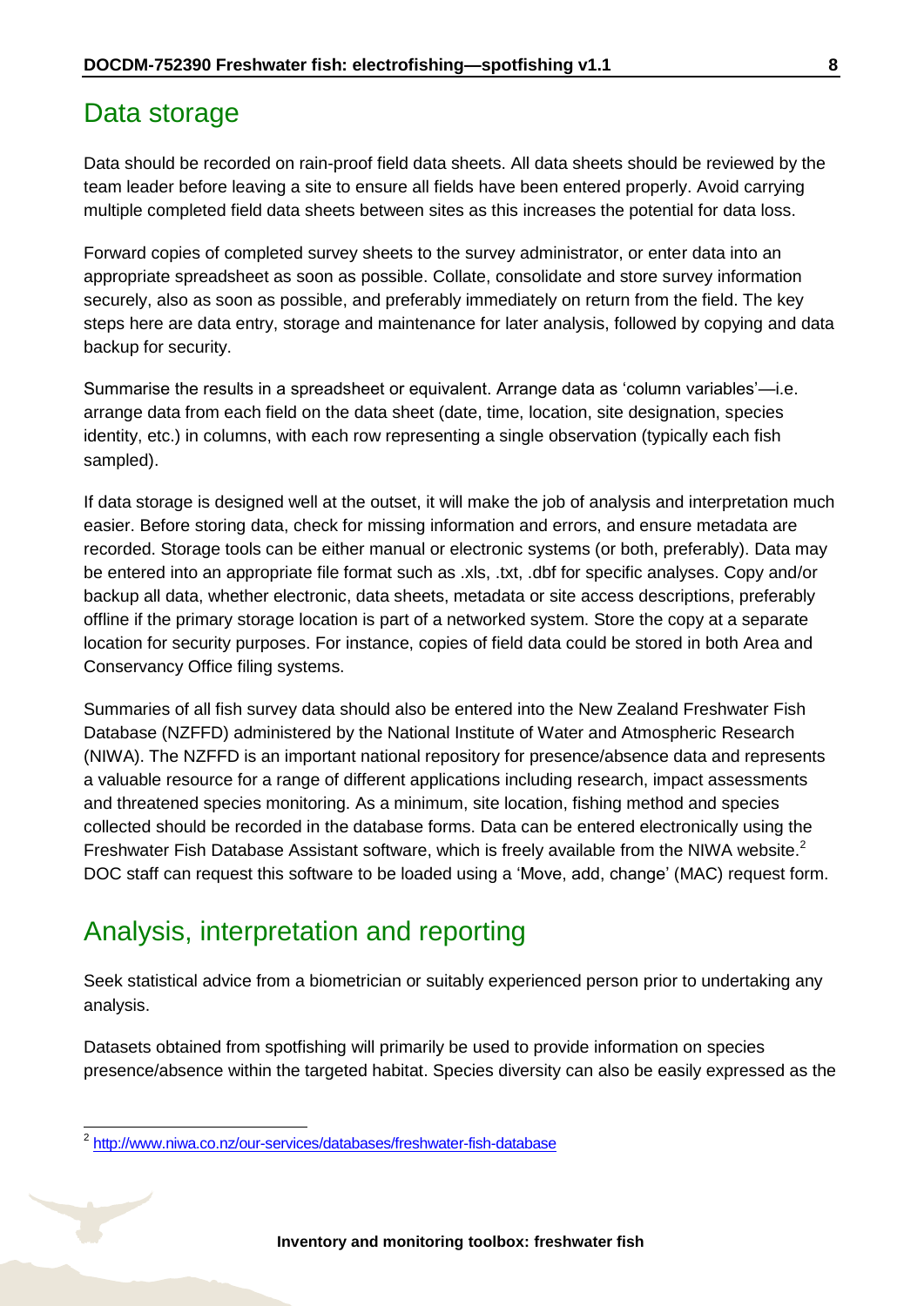## Data storage

Data should be recorded on rain-proof field data sheets. All data sheets should be reviewed by the team leader before leaving a site to ensure all fields have been entered properly. Avoid carrying multiple completed field data sheets between sites as this increases the potential for data loss.

Forward copies of completed survey sheets to the survey administrator, or enter data into an appropriate spreadsheet as soon as possible. Collate, consolidate and store survey information securely, also as soon as possible, and preferably immediately on return from the field. The key steps here are data entry, storage and maintenance for later analysis, followed by copying and data backup for security.

Summarise the results in a spreadsheet or equivalent. Arrange data as 'column variables'—i.e. arrange data from each field on the data sheet (date, time, location, site designation, species identity, etc.) in columns, with each row representing a single observation (typically each fish sampled).

If data storage is designed well at the outset, it will make the job of analysis and interpretation much easier. Before storing data, check for missing information and errors, and ensure metadata are recorded. Storage tools can be either manual or electronic systems (or both, preferably). Data may be entered into an appropriate file format such as .xls, .txt, .dbf for specific analyses. Copy and/or backup all data, whether electronic, data sheets, metadata or site access descriptions, preferably offline if the primary storage location is part of a networked system. Store the copy at a separate location for security purposes. For instance, copies of field data could be stored in both Area and Conservancy Office filing systems.

Summaries of all fish survey data should also be entered into the New Zealand Freshwater Fish Database (NZFFD) administered by the National Institute of Water and Atmospheric Research (NIWA). The NZFFD is an important national repository for presence/absence data and represents a valuable resource for a range of different applications including research, impact assessments and threatened species monitoring. As a minimum, site location, fishing method and species collected should be recorded in the database forms. Data can be entered electronically using the Freshwater Fish Database Assistant software, which is freely available from the NIWA website.[2] DOC staff can request this software to be loaded using a 'Move, add, change' (MAC) request form.

## Analysis, interpretation and reporting

Seek statistical advice from a biometrician or suitably experienced person prior to undertaking any analysis.

Datasets obtained from spotfishing will primarily be used to provide information on species presence/absence within the targeted habitat. Species diversity can also be easily expressed as the

[2] http://www.niwa.co.nz/our-services/databases/freshwater-fish-database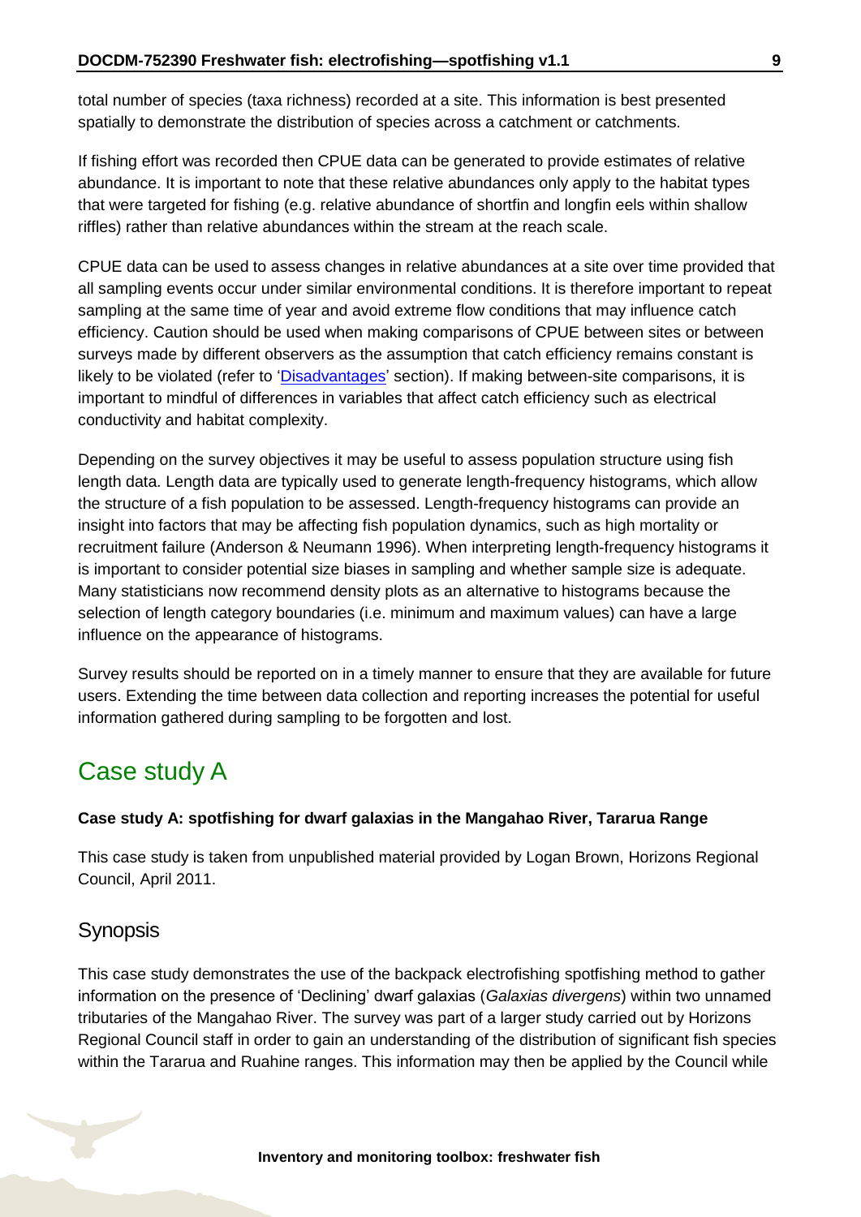total number of species (taxa richness) recorded at a site. This information is best presented spatially to demonstrate the distribution of species across a catchment or catchments.

If fishing effort was recorded then CPUE data can be generated to provide estimates of relative abundance. It is important to note that these relative abundances only apply to the habitat types that were targeted for fishing (e.g. relative abundance of shortfin and longfin eels within shallow riffles) rather than relative abundances within the stream at the reach scale.

CPUE data can be used to assess changes in relative abundances at a site over time provided that all sampling events occur under similar environmental conditions. It is therefore important to repeat sampling at the same time of year and avoid extreme flow conditions that may influence catch efficiency. Caution should be used when making comparisons of CPUE between sites or between surveys made by different observers as the assumption that catch efficiency remains constant is likely to be violated (refer to 'Disadvantages' section). If making between-site comparisons, it is important to mindful of differences in variables that affect catch efficiency such as electrical conductivity and habitat complexity.

Depending on the survey objectives it may be useful to assess population structure using fish length data. Length data are typically used to generate length-frequency histograms, which allow the structure of a fish population to be assessed. Length-frequency histograms can provide an insight into factors that may be affecting fish population dynamics, such as high mortality or recruitment failure (Anderson & Neumann 1996). When interpreting length-frequency histograms it is important to consider potential size biases in sampling and whether sample size is adequate. Many statisticians now recommend density plots as an alternative to histograms because the selection of length category boundaries (i.e. minimum and maximum values) can have a large influence on the appearance of histograms.

Survey results should be reported on in a timely manner to ensure that they are available for future users. Extending the time between data collection and reporting increases the potential for useful information gathered during sampling to be forgotten and lost.

# Case study A

**Case study A: spotfishing for dwarf galaxias in the Mangahao River, Tararua Range**

This case study is taken from unpublished material provided by Logan Brown, Horizons Regional Council, April 2011.

## Synopsis

This case study demonstrates the use of the backpack electrofishing spotfishing method to gather information on the presence of 'Declining' dwarf galaxias (*Galaxias divergens*) within two unnamed tributaries of the Mangahao River. The survey was part of a larger study carried out by Horizons Regional Council staff in order to gain an understanding of the distribution of significant fish species within the Tararua and Ruahine ranges. This information may then be applied by the Council while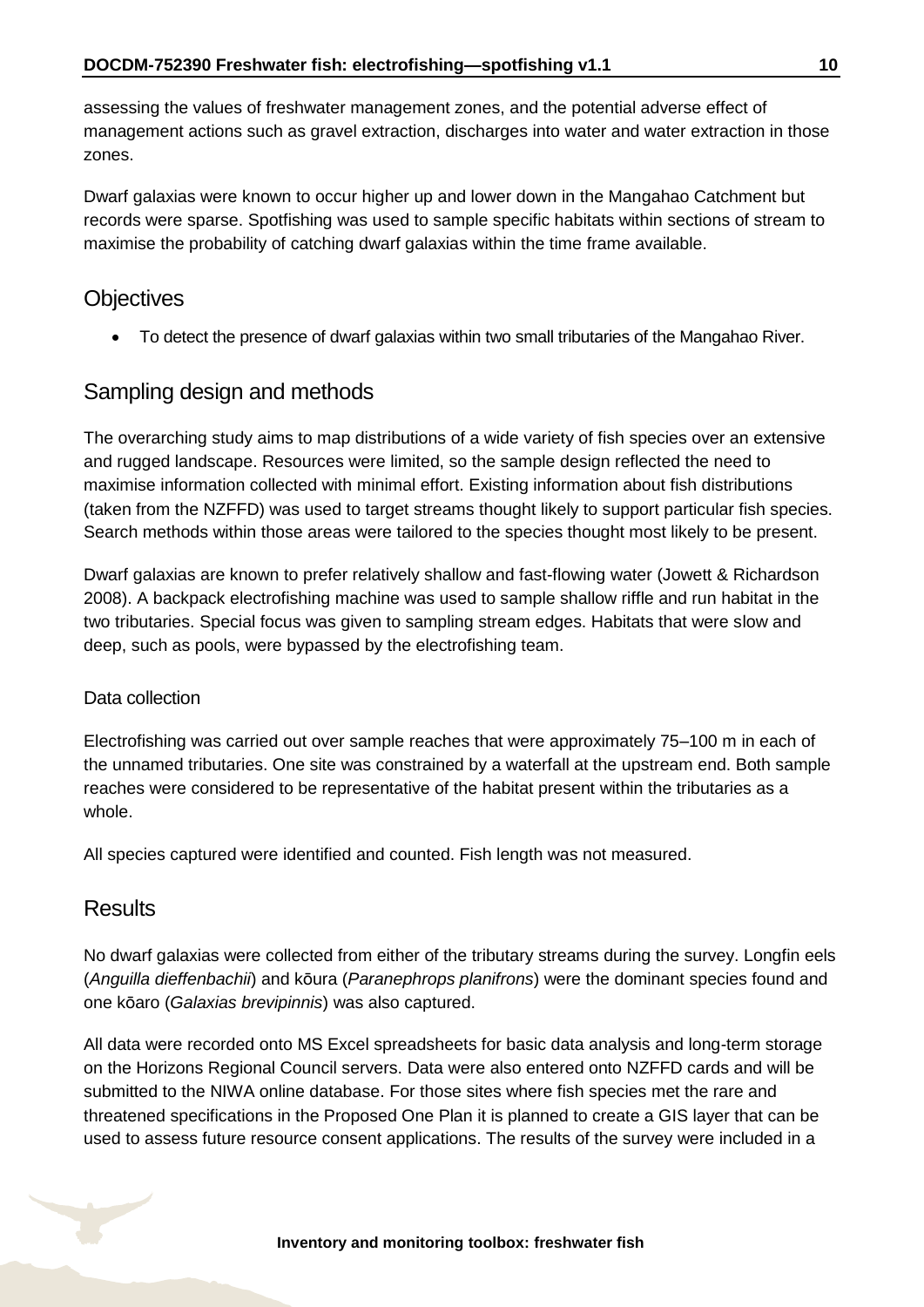assessing the values of freshwater management zones, and the potential adverse effect of management actions such as gravel extraction, discharges into water and water extraction in those zones.

Dwarf galaxias were known to occur higher up and lower down in the Mangahao Catchment but records were sparse. Spotfishing was used to sample specific habitats within sections of stream to maximise the probability of catching dwarf galaxias within the time frame available.

## Objectives

- To detect the presence of dwarf galaxias within two small tributaries of the Mangahao River.

## Sampling design and methods

The overarching study aims to map distributions of a wide variety of fish species over an extensive and rugged landscape. Resources were limited, so the sample design reflected the need to maximise information collected with minimal effort. Existing information about fish distributions (taken from the NZFFD) was used to target streams thought likely to support particular fish species. Search methods within those areas were tailored to the species thought most likely to be present.

Dwarf galaxias are known to prefer relatively shallow and fast-flowing water (Jowett & Richardson 2008). A backpack electrofishing machine was used to sample shallow riffle and run habitat in the two tributaries. Special focus was given to sampling stream edges. Habitats that were slow and deep, such as pools, were bypassed by the electrofishing team.

### Data collection

Electrofishing was carried out over sample reaches that were approximately 75–100 m in each of the unnamed tributaries. One site was constrained by a waterfall at the upstream end. Both sample reaches were considered to be representative of the habitat present within the tributaries as a whole.

All species captured were identified and counted. Fish length was not measured.

## Results

No dwarf galaxias were collected from either of the tributary streams during the survey. Longfin eels (*Anguilla dieffenbachii*) and kōura (*Paranephrops planifrons*) were the dominant species found and one kōaro (*Galaxias brevipinnis*) was also captured.

All data were recorded onto MS Excel spreadsheets for basic data analysis and long-term storage on the Horizons Regional Council servers. Data were also entered onto NZFFD cards and will be submitted to the NIWA online database. For those sites where fish species met the rare and threatened specifications in the Proposed One Plan it is planned to create a GIS layer that can be used to assess future resource consent applications. The results of the survey were included in a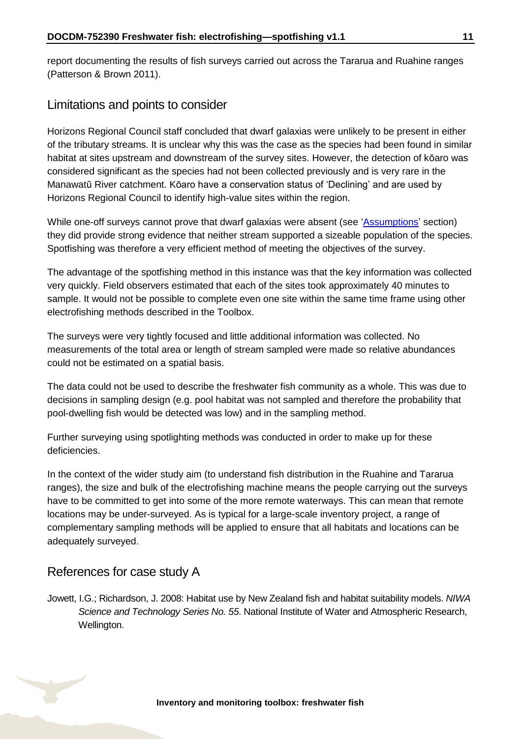report documenting the results of fish surveys carried out across the Tararua and Ruahine ranges (Patterson & Brown 2011).

## Limitations and points to consider

Horizons Regional Council staff concluded that dwarf galaxias were unlikely to be present in either of the tributary streams. It is unclear why this was the case as the species had been found in similar habitat at sites upstream and downstream of the survey sites. However, the detection of kōaro was considered significant as the species had not been collected previously and is very rare in the Manawatū River catchment. Kōaro have a conservation status of 'Declining' and are used by Horizons Regional Council to identify high-value sites within the region.

While one-off surveys cannot prove that dwarf galaxias were absent (see 'Assumptions' section) they did provide strong evidence that neither stream supported a sizeable population of the species. Spotfishing was therefore a very efficient method of meeting the objectives of the survey.

The advantage of the spotfishing method in this instance was that the key information was collected very quickly. Field observers estimated that each of the sites took approximately 40 minutes to sample. It would not be possible to complete even one site within the same time frame using other electrofishing methods described in the Toolbox.

The surveys were very tightly focused and little additional information was collected. No measurements of the total area or length of stream sampled were made so relative abundances could not be estimated on a spatial basis.

The data could not be used to describe the freshwater fish community as a whole. This was due to decisions in sampling design (e.g. pool habitat was not sampled and therefore the probability that pool-dwelling fish would be detected was low) and in the sampling method.

Further surveying using spotlighting methods was conducted in order to make up for these deficiencies.

In the context of the wider study aim (to understand fish distribution in the Ruahine and Tararua ranges), the size and bulk of the electrofishing machine means the people carrying out the surveys have to be committed to get into some of the more remote waterways. This can mean that remote locations may be under-surveyed. As is typical for a large-scale inventory project, a range of complementary sampling methods will be applied to ensure that all habitats and locations can be adequately surveyed.

## References for case study A

Jowett, I.G.; Richardson, J. 2008: Habitat use by New Zealand fish and habitat suitability models. *NIWA Science and Technology Series No. 55*. National Institute of Water and Atmospheric Research, Wellington.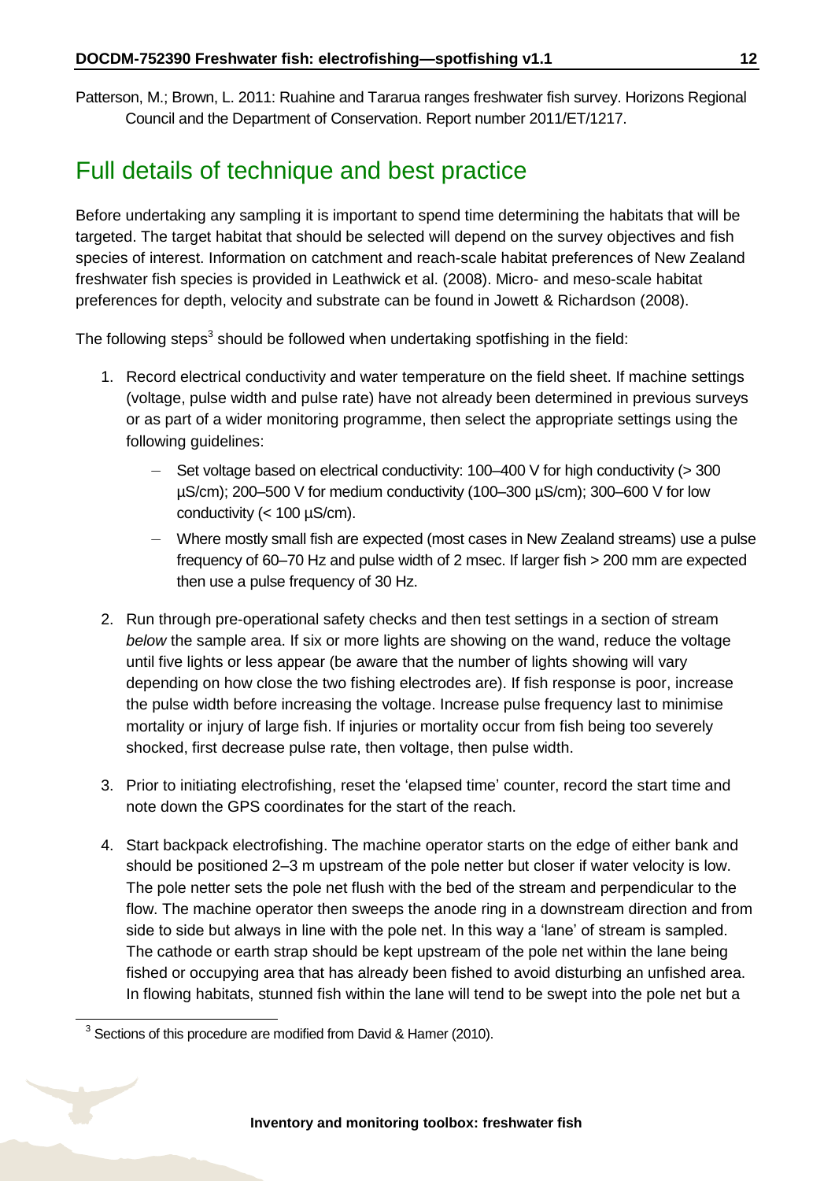Patterson, M.; Brown, L. 2011: Ruahine and Tararua ranges freshwater fish survey. Horizons Regional Council and the Department of Conservation. Report number 2011/ET/1217.

# Full details of technique and best practice

Before undertaking any sampling it is important to spend time determining the habitats that will be targeted. The target habitat that should be selected will depend on the survey objectives and fish species of interest. Information on catchment and reach-scale habitat preferences of New Zealand freshwater fish species is provided in Leathwick et al. (2008). Micro- and meso-scale habitat preferences for depth, velocity and substrate can be found in Jowett & Richardson (2008).

The following steps[3] should be followed when undertaking spotfishing in the field:

1. Record electrical conductivity and water temperature on the field sheet. If machine settings (voltage, pulse width and pulse rate) have not already been determined in previous surveys or as part of a wider monitoring programme, then select the appropriate settings using the following guidelines:
   - Set voltage based on electrical conductivity: 100–400 V for high conductivity (> 300 µS/cm); 200–500 V for medium conductivity (100–300 µS/cm); 300–600 V for low conductivity (< 100 µS/cm).
   - Where mostly small fish are expected (most cases in New Zealand streams) use a pulse frequency of 60–70 Hz and pulse width of 2 msec. If larger fish > 200 mm are expected then use a pulse frequency of 30 Hz.
2. Run through pre-operational safety checks and then test settings in a section of stream *below* the sample area. If six or more lights are showing on the wand, reduce the voltage until five lights or less appear (be aware that the number of lights showing will vary depending on how close the two fishing electrodes are). If fish response is poor, increase the pulse width before increasing the voltage. Increase pulse frequency last to minimise mortality or injury of large fish. If injuries or mortality occur from fish being too severely shocked, first decrease pulse rate, then voltage, then pulse width.
3. Prior to initiating electrofishing, reset the 'elapsed time' counter, record the start time and note down the GPS coordinates for the start of the reach.
4. Start backpack electrofishing. The machine operator starts on the edge of either bank and should be positioned 2–3 m upstream of the pole netter but closer if water velocity is low. The pole netter sets the pole net flush with the bed of the stream and perpendicular to the flow. The machine operator then sweeps the anode ring in a downstream direction and from side to side but always in line with the pole net. In this way a 'lane' of stream is sampled. The cathode or earth strap should be kept upstream of the pole net within the lane being fished or occupying area that has already been fished to avoid disturbing an unfished area. In flowing habitats, stunned fish within the lane will tend to be swept into the pole net but a

[3] Sections of this procedure are modified from David & Hamer (2010).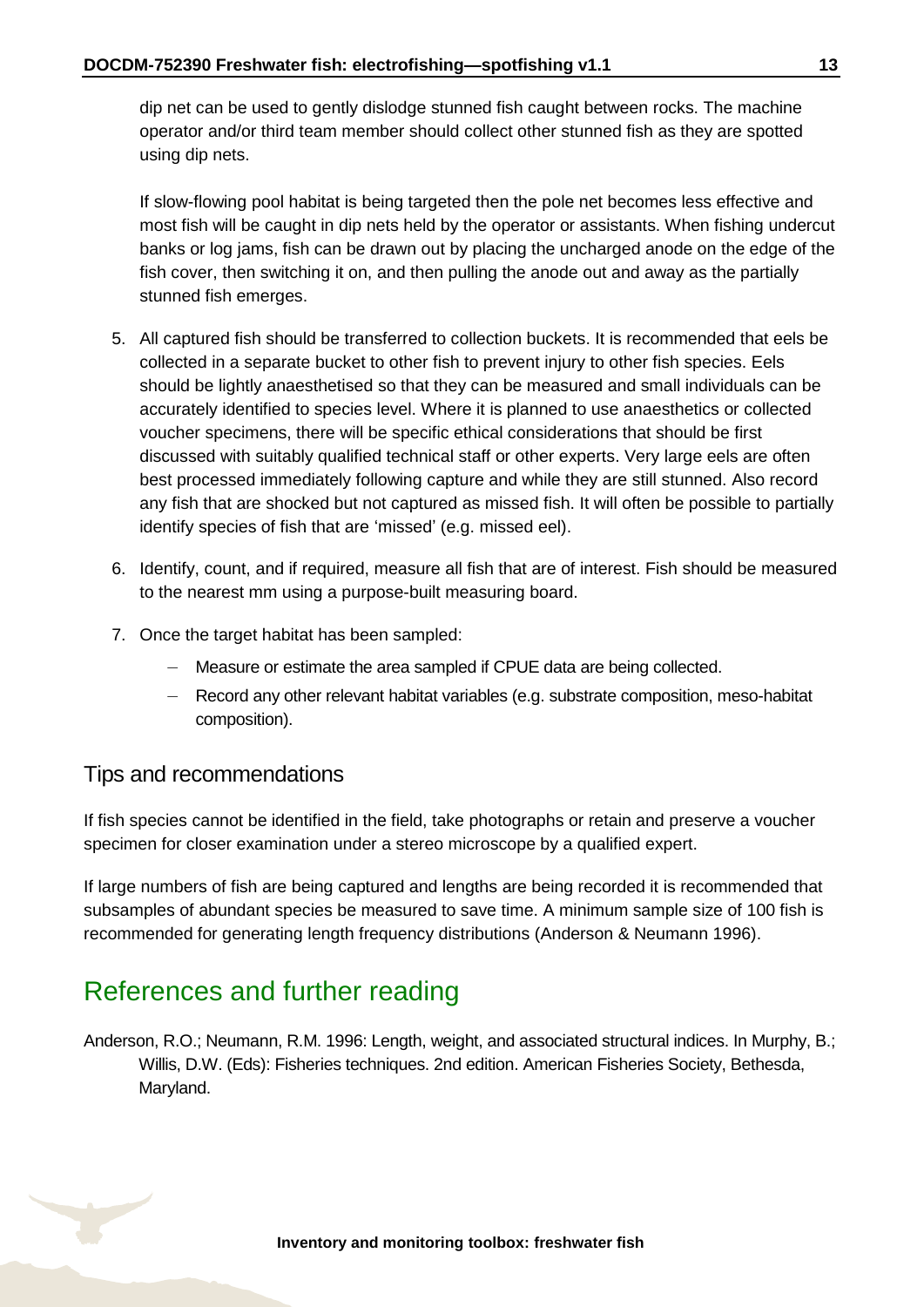dip net can be used to gently dislodge stunned fish caught between rocks. The machine operator and/or third team member should collect other stunned fish as they are spotted using dip nets.

If slow-flowing pool habitat is being targeted then the pole net becomes less effective and most fish will be caught in dip nets held by the operator or assistants. When fishing undercut banks or log jams, fish can be drawn out by placing the uncharged anode on the edge of the fish cover, then switching it on, and then pulling the anode out and away as the partially stunned fish emerges.

5. All captured fish should be transferred to collection buckets. It is recommended that eels be collected in a separate bucket to other fish to prevent injury to other fish species. Eels should be lightly anaesthetised so that they can be measured and small individuals can be accurately identified to species level. Where it is planned to use anaesthetics or collected voucher specimens, there will be specific ethical considerations that should be first discussed with suitably qualified technical staff or other experts. Very large eels are often best processed immediately following capture and while they are still stunned. Also record any fish that are shocked but not captured as missed fish. It will often be possible to partially identify species of fish that are 'missed' (e.g. missed eel).
6. Identify, count, and if required, measure all fish that are of interest. Fish should be measured to the nearest mm using a purpose-built measuring board.
7. Once the target habitat has been sampled:
   - Measure or estimate the area sampled if CPUE data are being collected.
   - Record any other relevant habitat variables (e.g. substrate composition, meso-habitat composition).

### Tips and recommendations

If fish species cannot be identified in the field, take photographs or retain and preserve a voucher specimen for closer examination under a stereo microscope by a qualified expert.

If large numbers of fish are being captured and lengths are being recorded it is recommended that subsamples of abundant species be measured to save time. A minimum sample size of 100 fish is recommended for generating length frequency distributions (Anderson & Neumann 1996).

## References and further reading

Anderson, R.O.; Neumann, R.M. 1996: Length, weight, and associated structural indices. In Murphy, B.; Willis, D.W. (Eds): Fisheries techniques. 2nd edition. American Fisheries Society, Bethesda, Maryland.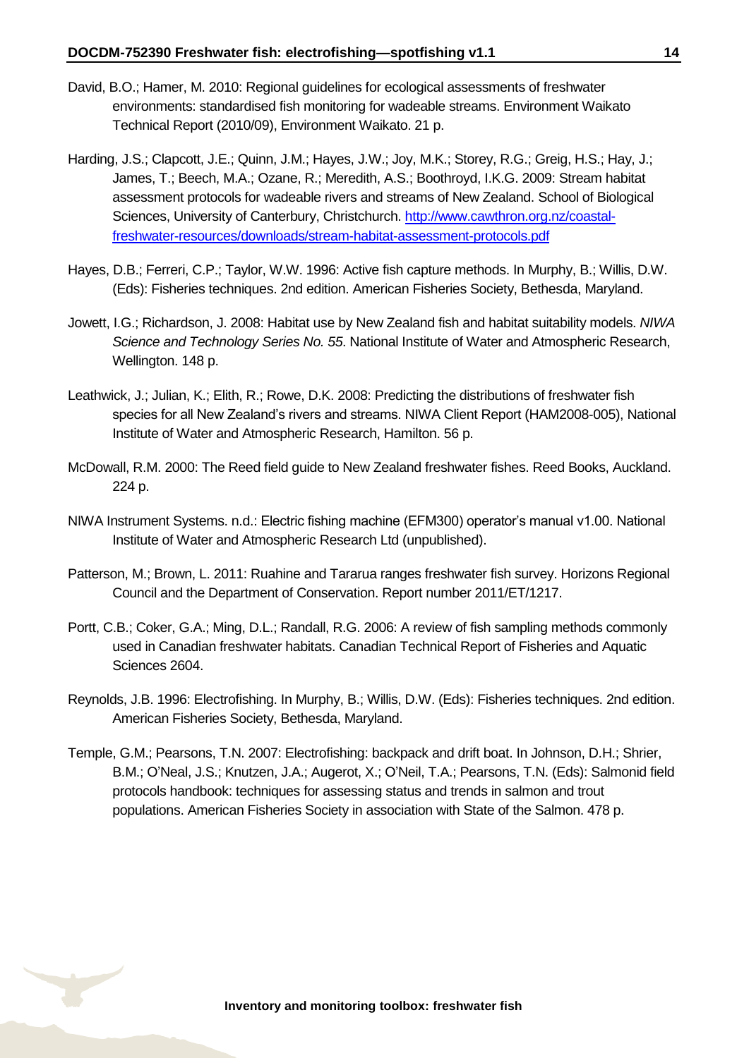David, B.O.; Hamer, M. 2010: Regional guidelines for ecological assessments of freshwater environments: standardised fish monitoring for wadeable streams. Environment Waikato Technical Report (2010/09), Environment Waikato. 21 p.

Harding, J.S.; Clapcott, J.E.; Quinn, J.M.; Hayes, J.W.; Joy, M.K.; Storey, R.G.; Greig, H.S.; Hay, J.; James, T.; Beech, M.A.; Ozane, R.; Meredith, A.S.; Boothroyd, I.K.G. 2009: Stream habitat assessment protocols for wadeable rivers and streams of New Zealand. School of Biological Sciences, University of Canterbury, Christchurch. [http://www.cawthron.org.nz/coastal-freshwater-resources/downloads/stream-habitat-assessment-protocols.pdf](http://www.cawthron.org.nz/coastal-freshwater-resources/downloads/stream-habitat-assessment-protocols.pdf)

Hayes, D.B.; Ferreri, C.P.; Taylor, W.W. 1996: Active fish capture methods. In Murphy, B.; Willis, D.W. (Eds): Fisheries techniques. 2nd edition. American Fisheries Society, Bethesda, Maryland.

Jowett, I.G.; Richardson, J. 2008: Habitat use by New Zealand fish and habitat suitability models. *NIWA Science and Technology Series No. 55*. National Institute of Water and Atmospheric Research, Wellington. 148 p.

Leathwick, J.; Julian, K.; Elith, R.; Rowe, D.K. 2008: Predicting the distributions of freshwater fish species for all New Zealand's rivers and streams. NIWA Client Report (HAM2008-005), National Institute of Water and Atmospheric Research, Hamilton. 56 p.

McDowall, R.M. 2000: The Reed field guide to New Zealand freshwater fishes. Reed Books, Auckland. 224 p.

NIWA Instrument Systems. n.d.: Electric fishing machine (EFM300) operator's manual v1.00. National Institute of Water and Atmospheric Research Ltd (unpublished).

Patterson, M.; Brown, L. 2011: Ruahine and Tararua ranges freshwater fish survey. Horizons Regional Council and the Department of Conservation. Report number 2011/ET/1217.

Portt, C.B.; Coker, G.A.; Ming, D.L.; Randall, R.G. 2006: A review of fish sampling methods commonly used in Canadian freshwater habitats. Canadian Technical Report of Fisheries and Aquatic Sciences 2604.

Reynolds, J.B. 1996: Electrofishing. In Murphy, B.; Willis, D.W. (Eds): Fisheries techniques. 2nd edition. American Fisheries Society, Bethesda, Maryland.

Temple, G.M.; Pearsons, T.N. 2007: Electrofishing: backpack and drift boat. In Johnson, D.H.; Shrier, B.M.; O'Neal, J.S.; Knutzen, J.A.; Augerot, X.; O'Neil, T.A.; Pearsons, T.N. (Eds): Salmonid field protocols handbook: techniques for assessing status and trends in salmon and trout populations. American Fisheries Society in association with State of the Salmon. 478 p.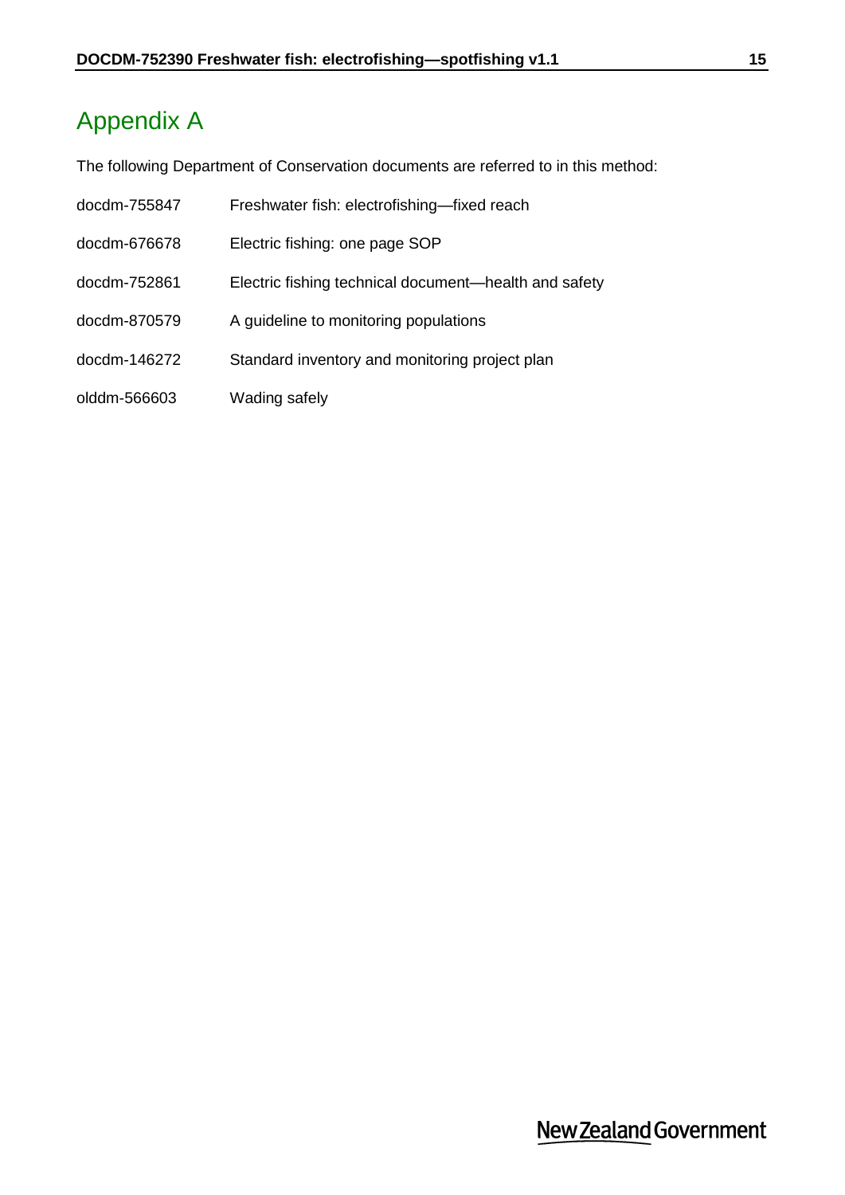# Appendix A

The following Department of Conservation documents are referred to in this method:

| | |
|---|---|
| docdm-755847 | Freshwater fish: electrofishing—fixed reach |
| docdm-676678 | Electric fishing: one page SOP |
| docdm-752861 | Electric fishing technical document—health and safety |
| docdm-870579 | A guideline to monitoring populations |
| docdm-146272 | Standard inventory and monitoring project plan |
| olddm-566603 | Wading safely |